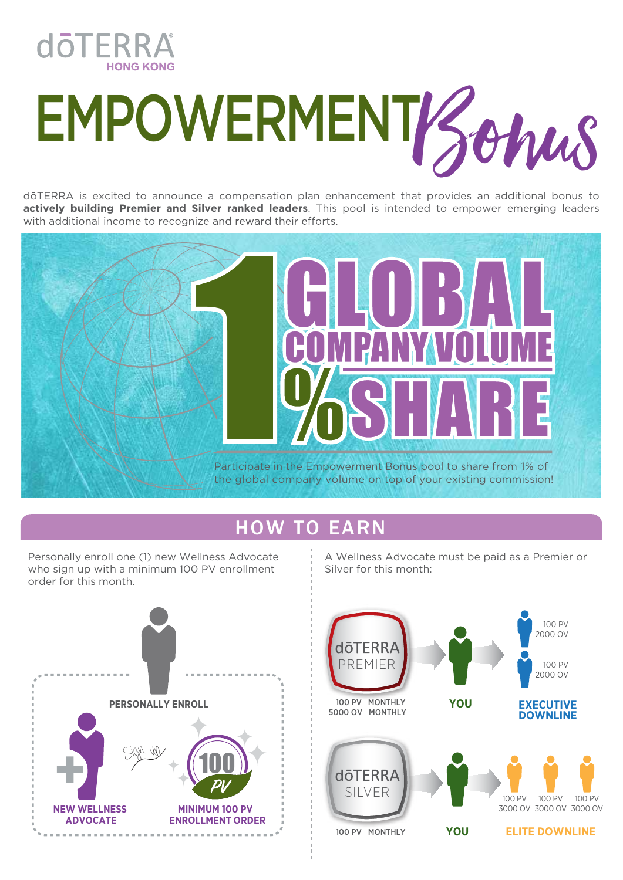dōTERRA
HONG KONG

# EMPOWERMENT *Bonus*

dōTERRA is excited to announce a compensation plan enhancement that provides an additional bonus to **actively building Premier and Silver ranked leaders**. This pool is intended to empower emerging leaders with additional income to recognize and reward their efforts.

## 1% GLOBAL COMPANY VOLUME SHARE

Participate in the Empowerment Bonus pool to share from 1% of the global company volume on top of your existing commission!

## HOW TO EARN

Personally enroll one (1) new Wellness Advocate who sign up with a minimum 100 PV enrollment order for this month.

**PERSONALLY ENROLL**

**NEW WELLNESS ADVOCATE** — Sign up — **MINIMUM 100 PV ENROLLMENT ORDER** (100 PV)

A Wellness Advocate must be paid as a Premier or Silver for this month:

**dōTERRA PREMIER**
100 PV MONTHLY
5000 OV MONTHLY

**YOU**

**EXECUTIVE DOWNLINE**
- 100 PV, 2000 OV
- 100 PV, 2000 OV

**dōTERRA SILVER**
100 PV MONTHLY

**YOU**

**ELITE DOWNLINE**
- 100 PV, 3000 OV
- 100 PV, 3000 OV
- 100 PV, 3000 OV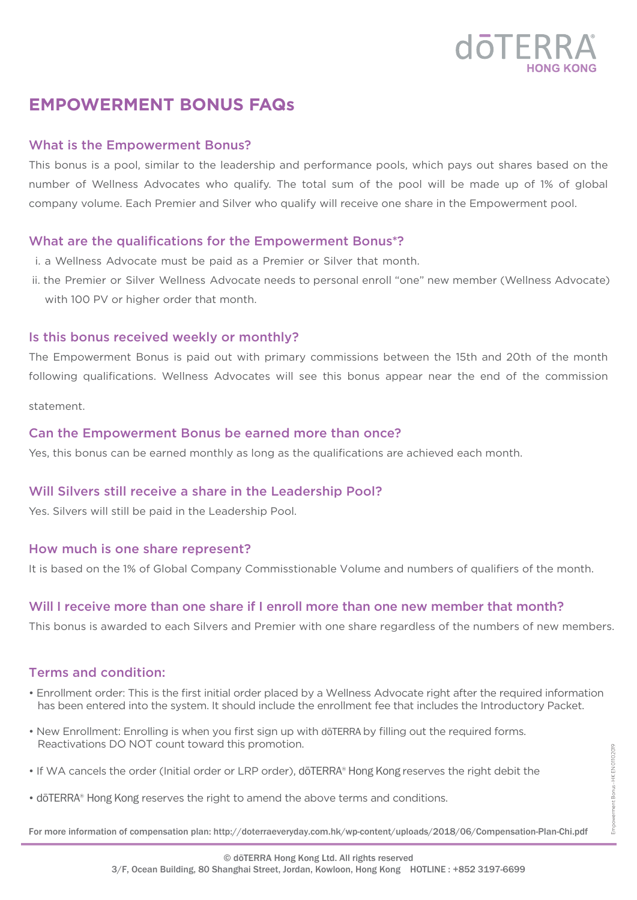# EMPOWERMENT BONUS FAQs

## What is the Empowerment Bonus?

This bonus is a pool, similar to the leadership and performance pools, which pays out shares based on the number of Wellness Advocates who qualify. The total sum of the pool will be made up of 1% of global company volume. Each Premier and Silver who qualify will receive one share in the Empowerment pool.

## What are the qualifications for the Empowerment Bonus*?

i. a Wellness Advocate must be paid as a Premier or Silver that month.

ii. the Premier or Silver Wellness Advocate needs to personal enroll "one" new member (Wellness Advocate) with 100 PV or higher order that month.

## Is this bonus received weekly or monthly?

The Empowerment Bonus is paid out with primary commissions between the 15th and 20th of the month following qualifications. Wellness Advocates will see this bonus appear near the end of the commission statement.

## Can the Empowerment Bonus be earned more than once?

Yes, this bonus can be earned monthly as long as the qualifications are achieved each month.

## Will Silvers still receive a share in the Leadership Pool?

Yes. Silvers will still be paid in the Leadership Pool.

## How much is one share represent?

It is based on the 1% of Global Company Commisstionable Volume and numbers of qualifiers of the month.

## Will I receive more than one share if I enroll more than one new member that month?

This bonus is awarded to each Silvers and Premier with one share regardless of the numbers of new members.

## Terms and condition:

- Enrollment order: This is the first initial order placed by a Wellness Advocate right after the required information has been entered into the system. It should include the enrollment fee that includes the Introductory Packet.
- New Enrollment: Enrolling is when you first sign up with dōTERRA by filling out the required forms. Reactivations DO NOT count toward this promotion.
- If WA cancels the order (Initial order or LRP order), dōTERRA® Hong Kong reserves the right debit the
- dōTERRA® Hong Kong reserves the right to amend the above terms and conditions.

For more information of compensation plan: http://doterraeveryday.com.hk/wp-content/uploads/2018/06/Compensation-Plan-Chi.pdf

© dōTERRA Hong Kong Ltd. All rights reserved
3/F, Ocean Building, 80 Shanghai Street, Jordan, Kowloon, Hong Kong HOTLINE : +852 3197-6699